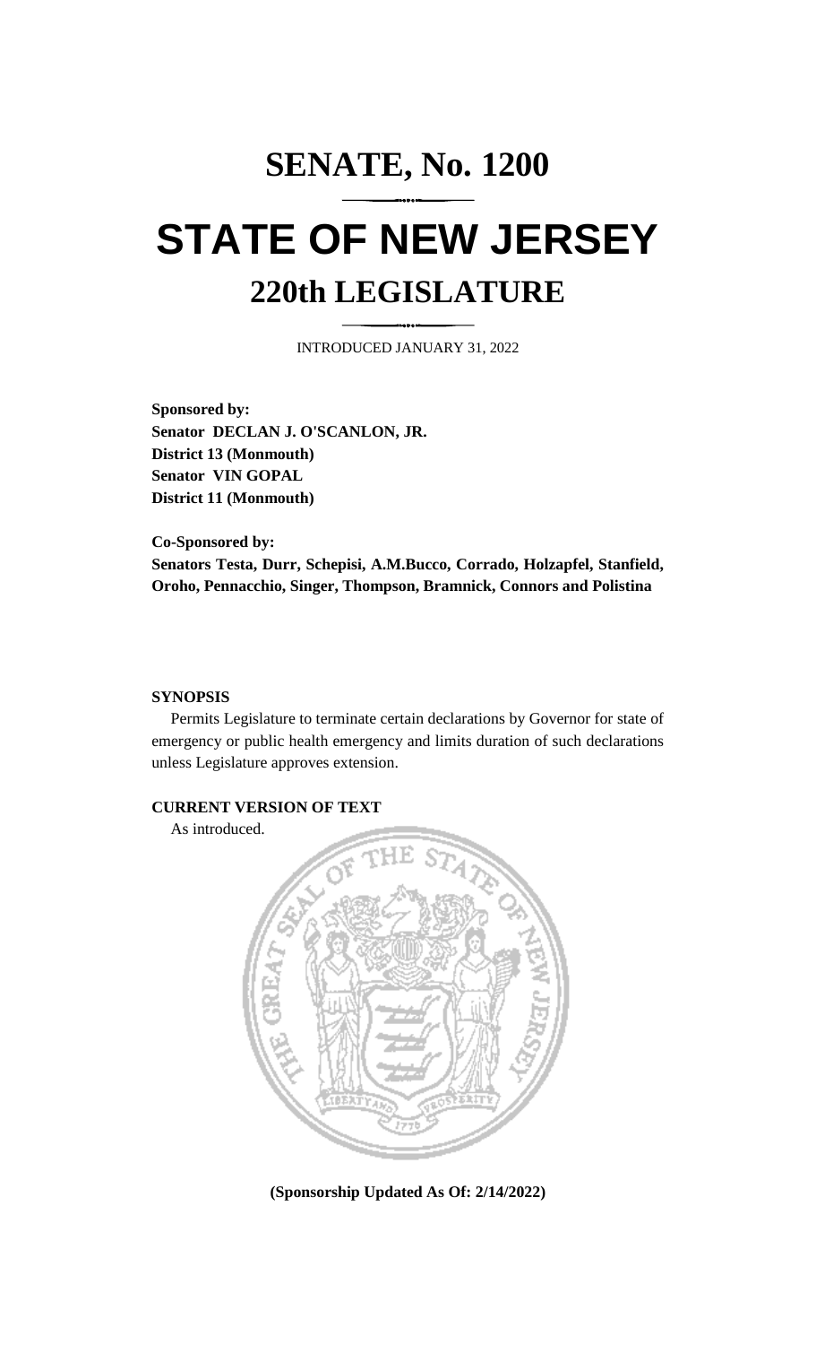# SENATE, No. 1200

# STATE OF NEW JERSEY

## 220th LEGISLATURE

INTRODUCED JANUARY 31, 2022

**Sponsored by:**
**Senator DECLAN J. O'SCANLON, JR.**
**District 13 (Monmouth)**
**Senator VIN GOPAL**
**District 11 (Monmouth)**

**Co-Sponsored by:**
**Senators Testa, Durr, Schepisi, A.M.Bucco, Corrado, Holzapfel, Stanfield, Oroho, Pennacchio, Singer, Thompson, Bramnick, Connors and Polistina**

**SYNOPSIS**

Permits Legislature to terminate certain declarations by Governor for state of emergency or public health emergency and limits duration of such declarations unless Legislature approves extension.

**CURRENT VERSION OF TEXT**

As introduced.

**(Sponsorship Updated As Of: 2/14/2022)**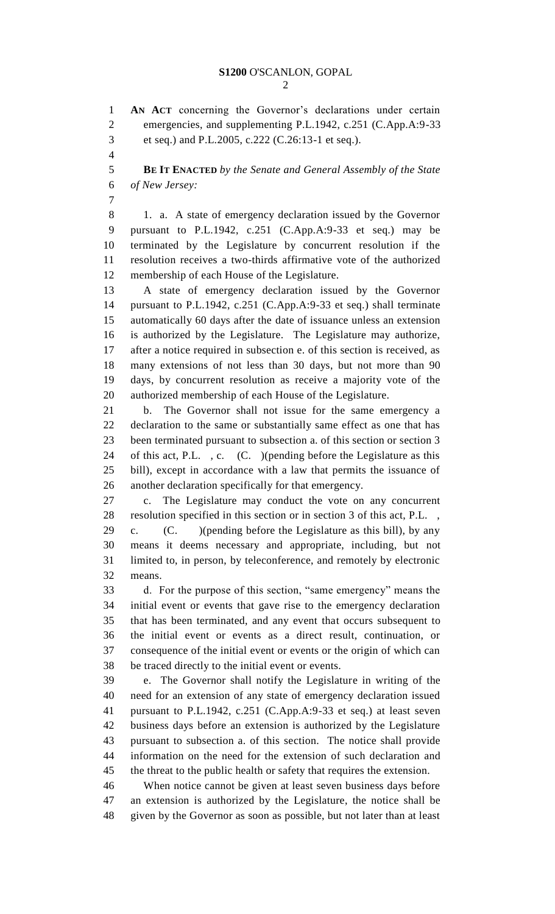**AN ACT** concerning the Governor's declarations under certain emergencies, and supplementing P.L.1942, c.251 (C.App.A:9-33 et seq.) and P.L.2005, c.222 (C.26:13-1 et seq.).

**BE IT ENACTED** *by the Senate and General Assembly of the State of New Jersey:*

1. a. A state of emergency declaration issued by the Governor pursuant to P.L.1942, c.251 (C.App.A:9-33 et seq.) may be terminated by the Legislature by concurrent resolution if the resolution receives a two-thirds affirmative vote of the authorized membership of each House of the Legislature.

A state of emergency declaration issued by the Governor pursuant to P.L.1942, c.251 (C.App.A:9-33 et seq.) shall terminate automatically 60 days after the date of issuance unless an extension is authorized by the Legislature. The Legislature may authorize, after a notice required in subsection e. of this section is received, as many extensions of not less than 30 days, but not more than 90 days, by concurrent resolution as receive a majority vote of the authorized membership of each House of the Legislature.

b. The Governor shall not issue for the same emergency a declaration to the same or substantially same effect as one that has been terminated pursuant to subsection a. of this section or section 3 of this act, P.L. , c. (C. )(pending before the Legislature as this bill), except in accordance with a law that permits the issuance of another declaration specifically for that emergency.

c. The Legislature may conduct the vote on any concurrent resolution specified in this section or in section 3 of this act, P.L. , c. (C. )(pending before the Legislature as this bill), by any means it deems necessary and appropriate, including, but not limited to, in person, by teleconference, and remotely by electronic means.

d. For the purpose of this section, "same emergency" means the initial event or events that gave rise to the emergency declaration that has been terminated, and any event that occurs subsequent to the initial event or events as a direct result, continuation, or consequence of the initial event or events or the origin of which can be traced directly to the initial event or events.

e. The Governor shall notify the Legislature in writing of the need for an extension of any state of emergency declaration issued pursuant to P.L.1942, c.251 (C.App.A:9-33 et seq.) at least seven business days before an extension is authorized by the Legislature pursuant to subsection a. of this section. The notice shall provide information on the need for the extension of such declaration and the threat to the public health or safety that requires the extension.

When notice cannot be given at least seven business days before an extension is authorized by the Legislature, the notice shall be given by the Governor as soon as possible, but not later than at least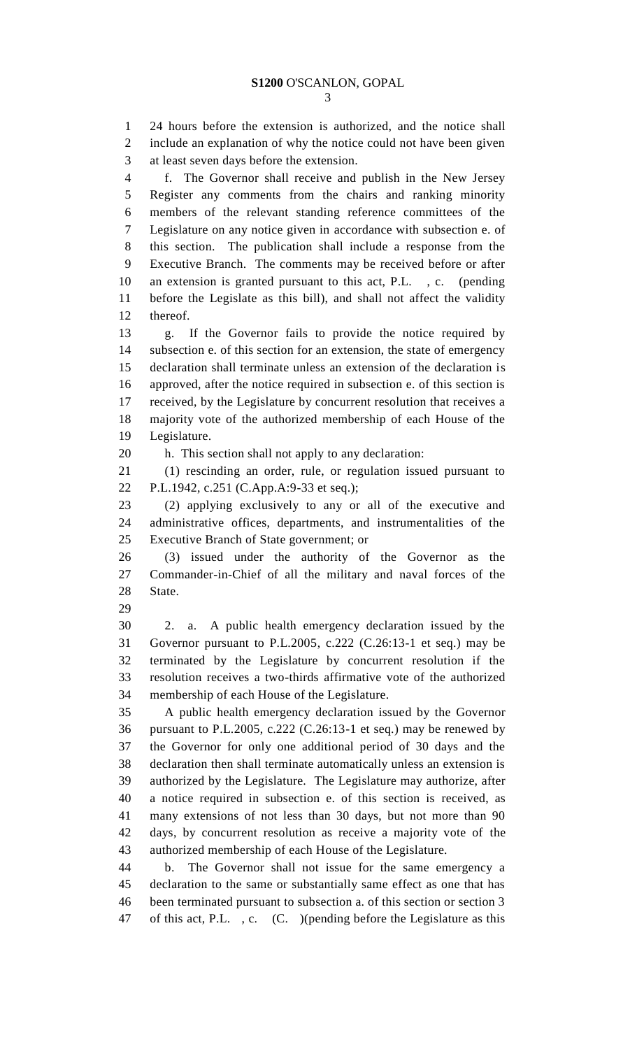24 hours before the extension is authorized, and the notice shall include an explanation of why the notice could not have been given at least seven days before the extension.

f. The Governor shall receive and publish in the New Jersey Register any comments from the chairs and ranking minority members of the relevant standing reference committees of the Legislature on any notice given in accordance with subsection e. of this section. The publication shall include a response from the Executive Branch. The comments may be received before or after an extension is granted pursuant to this act, P.L. , c. (pending before the Legislate as this bill), and shall not affect the validity thereof.

g. If the Governor fails to provide the notice required by subsection e. of this section for an extension, the state of emergency declaration shall terminate unless an extension of the declaration is approved, after the notice required in subsection e. of this section is received, by the Legislature by concurrent resolution that receives a majority vote of the authorized membership of each House of the Legislature.

h. This section shall not apply to any declaration:

(1) rescinding an order, rule, or regulation issued pursuant to P.L.1942, c.251 (C.App.A:9-33 et seq.);

(2) applying exclusively to any or all of the executive and administrative offices, departments, and instrumentalities of the Executive Branch of State government; or

(3) issued under the authority of the Governor as the Commander-in-Chief of all the military and naval forces of the State.

2. a. A public health emergency declaration issued by the Governor pursuant to P.L.2005, c.222 (C.26:13-1 et seq.) may be terminated by the Legislature by concurrent resolution if the resolution receives a two-thirds affirmative vote of the authorized membership of each House of the Legislature.

A public health emergency declaration issued by the Governor pursuant to P.L.2005, c.222 (C.26:13-1 et seq.) may be renewed by the Governor for only one additional period of 30 days and the declaration then shall terminate automatically unless an extension is authorized by the Legislature. The Legislature may authorize, after a notice required in subsection e. of this section is received, as many extensions of not less than 30 days, but not more than 90 days, by concurrent resolution as receive a majority vote of the authorized membership of each House of the Legislature.

b. The Governor shall not issue for the same emergency a declaration to the same or substantially same effect as one that has been terminated pursuant to subsection a. of this section or section 3 of this act, P.L. , c. (C. )(pending before the Legislature as this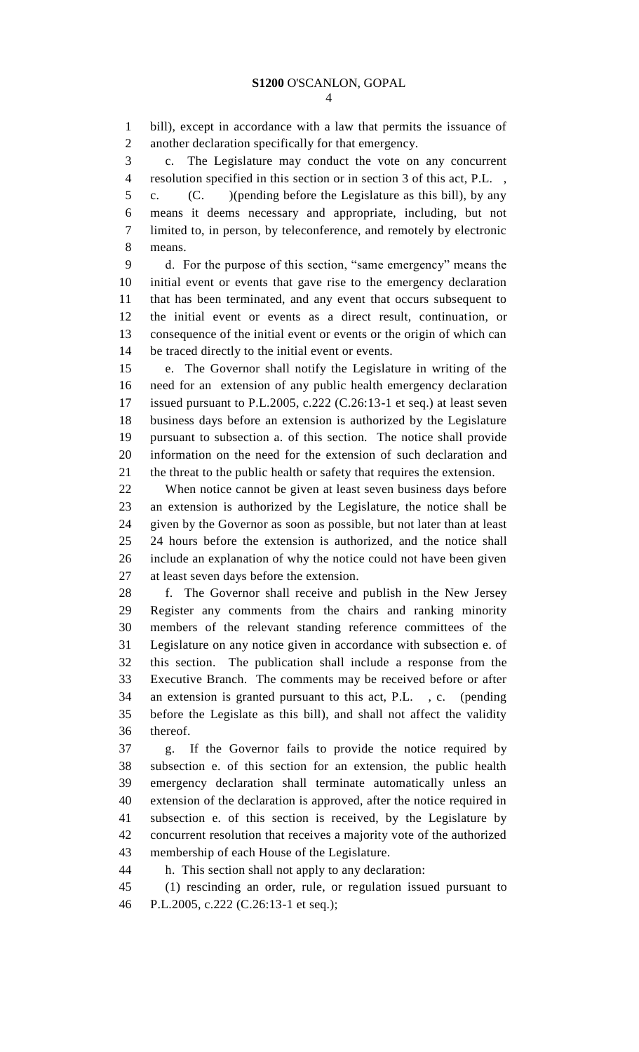bill), except in accordance with a law that permits the issuance of another declaration specifically for that emergency.

c. The Legislature may conduct the vote on any concurrent resolution specified in this section or in section 3 of this act, P.L. , c. (C. )(pending before the Legislature as this bill), by any means it deems necessary and appropriate, including, but not limited to, in person, by teleconference, and remotely by electronic means.

d. For the purpose of this section, "same emergency" means the initial event or events that gave rise to the emergency declaration that has been terminated, and any event that occurs subsequent to the initial event or events as a direct result, continuation, or consequence of the initial event or events or the origin of which can be traced directly to the initial event or events.

e. The Governor shall notify the Legislature in writing of the need for an extension of any public health emergency declaration issued pursuant to P.L.2005, c.222 (C.26:13-1 et seq.) at least seven business days before an extension is authorized by the Legislature pursuant to subsection a. of this section. The notice shall provide information on the need for the extension of such declaration and the threat to the public health or safety that requires the extension.

When notice cannot be given at least seven business days before an extension is authorized by the Legislature, the notice shall be given by the Governor as soon as possible, but not later than at least 24 hours before the extension is authorized, and the notice shall include an explanation of why the notice could not have been given at least seven days before the extension.

f. The Governor shall receive and publish in the New Jersey Register any comments from the chairs and ranking minority members of the relevant standing reference committees of the Legislature on any notice given in accordance with subsection e. of this section. The publication shall include a response from the Executive Branch. The comments may be received before or after an extension is granted pursuant to this act, P.L. , c. (pending before the Legislate as this bill), and shall not affect the validity thereof.

g. If the Governor fails to provide the notice required by subsection e. of this section for an extension, the public health emergency declaration shall terminate automatically unless an extension of the declaration is approved, after the notice required in subsection e. of this section is received, by the Legislature by concurrent resolution that receives a majority vote of the authorized membership of each House of the Legislature.

h. This section shall not apply to any declaration:

(1) rescinding an order, rule, or regulation issued pursuant to P.L.2005, c.222 (C.26:13-1 et seq.);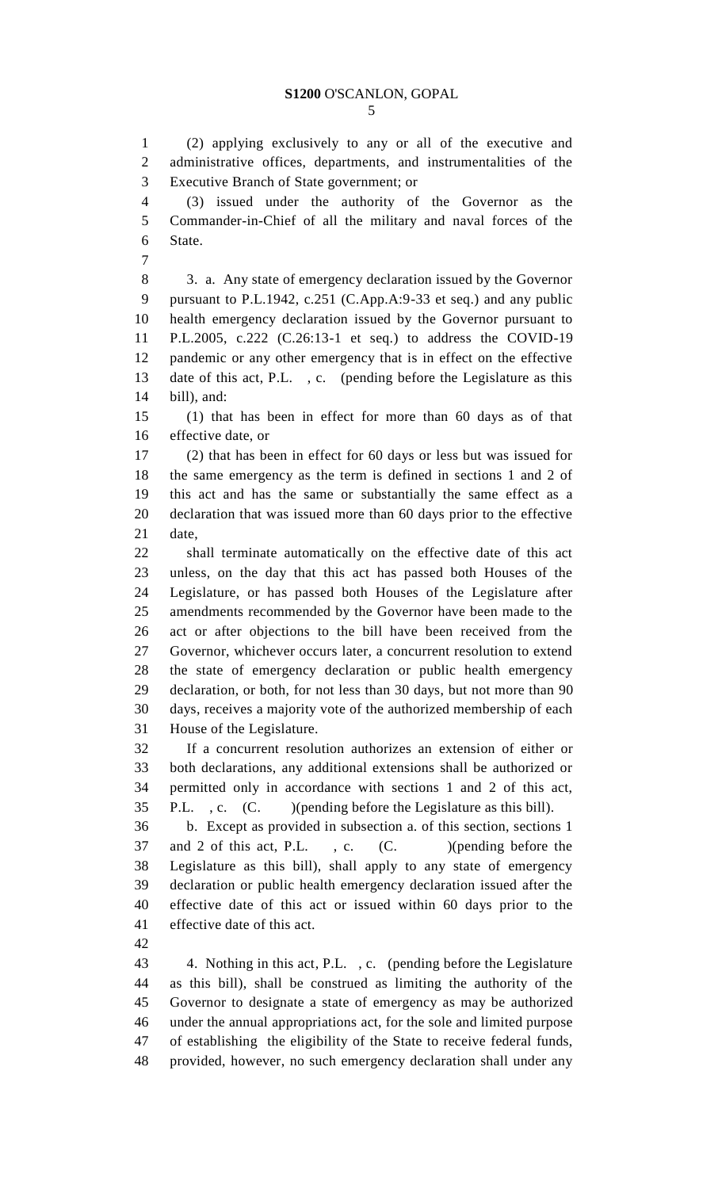(2) applying exclusively to any or all of the executive and administrative offices, departments, and instrumentalities of the Executive Branch of State government; or

(3) issued under the authority of the Governor as the Commander-in-Chief of all the military and naval forces of the State.

3. a. Any state of emergency declaration issued by the Governor pursuant to P.L.1942, c.251 (C.App.A:9-33 et seq.) and any public health emergency declaration issued by the Governor pursuant to P.L.2005, c.222 (C.26:13-1 et seq.) to address the COVID-19 pandemic or any other emergency that is in effect on the effective date of this act, P.L. , c. (pending before the Legislature as this bill), and:

(1) that has been in effect for more than 60 days as of that effective date, or

(2) that has been in effect for 60 days or less but was issued for the same emergency as the term is defined in sections 1 and 2 of this act and has the same or substantially the same effect as a declaration that was issued more than 60 days prior to the effective date,

shall terminate automatically on the effective date of this act unless, on the day that this act has passed both Houses of the Legislature, or has passed both Houses of the Legislature after amendments recommended by the Governor have been made to the act or after objections to the bill have been received from the Governor, whichever occurs later, a concurrent resolution to extend the state of emergency declaration or public health emergency declaration, or both, for not less than 30 days, but not more than 90 days, receives a majority vote of the authorized membership of each House of the Legislature.

If a concurrent resolution authorizes an extension of either or both declarations, any additional extensions shall be authorized or permitted only in accordance with sections 1 and 2 of this act, P.L. , c. (C. )(pending before the Legislature as this bill).

b. Except as provided in subsection a. of this section, sections 1 and 2 of this act, P.L. , c. (C. )(pending before the Legislature as this bill), shall apply to any state of emergency declaration or public health emergency declaration issued after the effective date of this act or issued within 60 days prior to the effective date of this act.

4. Nothing in this act, P.L. , c. (pending before the Legislature as this bill), shall be construed as limiting the authority of the Governor to designate a state of emergency as may be authorized under the annual appropriations act, for the sole and limited purpose of establishing the eligibility of the State to receive federal funds, provided, however, no such emergency declaration shall under any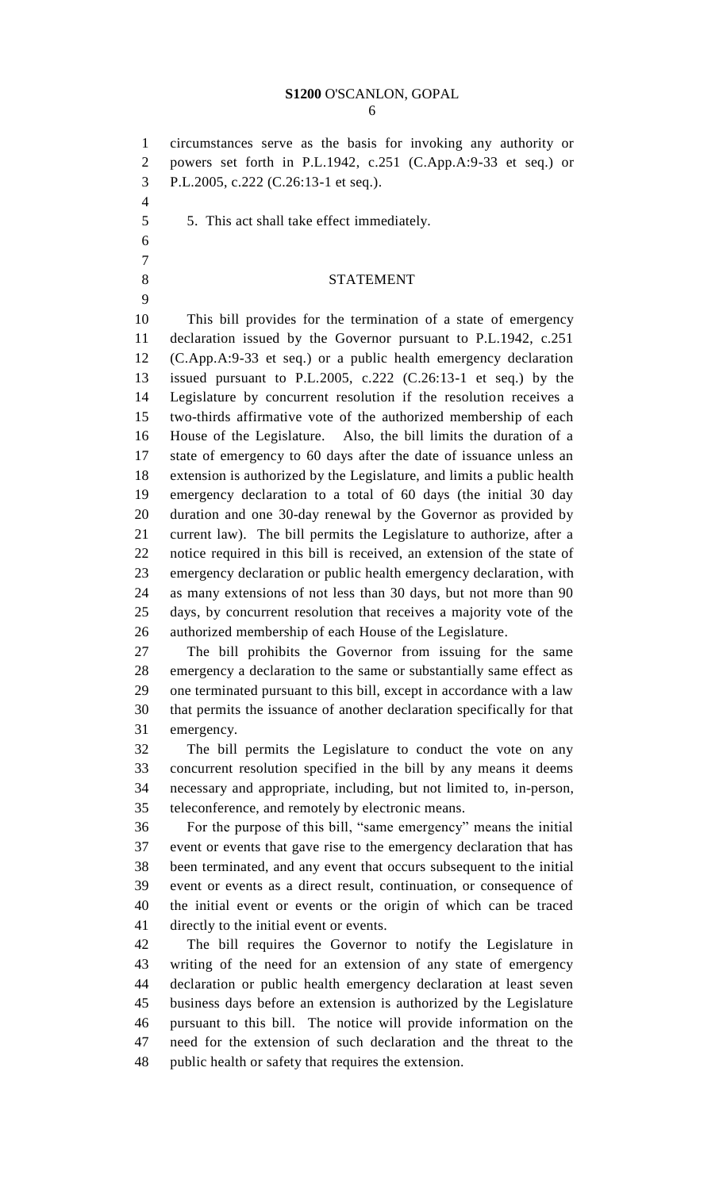circumstances serve as the basis for invoking any authority or powers set forth in P.L.1942, c.251 (C.App.A:9-33 et seq.) or P.L.2005, c.222 (C.26:13-1 et seq.).

5. This act shall take effect immediately.

## STATEMENT

This bill provides for the termination of a state of emergency declaration issued by the Governor pursuant to P.L.1942, c.251 (C.App.A:9-33 et seq.) or a public health emergency declaration issued pursuant to P.L.2005, c.222 (C.26:13-1 et seq.) by the Legislature by concurrent resolution if the resolution receives a two-thirds affirmative vote of the authorized membership of each House of the Legislature. Also, the bill limits the duration of a state of emergency to 60 days after the date of issuance unless an extension is authorized by the Legislature, and limits a public health emergency declaration to a total of 60 days (the initial 30 day duration and one 30-day renewal by the Governor as provided by current law). The bill permits the Legislature to authorize, after a notice required in this bill is received, an extension of the state of emergency declaration or public health emergency declaration, with as many extensions of not less than 30 days, but not more than 90 days, by concurrent resolution that receives a majority vote of the authorized membership of each House of the Legislature.

The bill prohibits the Governor from issuing for the same emergency a declaration to the same or substantially same effect as one terminated pursuant to this bill, except in accordance with a law that permits the issuance of another declaration specifically for that emergency.

The bill permits the Legislature to conduct the vote on any concurrent resolution specified in the bill by any means it deems necessary and appropriate, including, but not limited to, in-person, teleconference, and remotely by electronic means.

For the purpose of this bill, "same emergency" means the initial event or events that gave rise to the emergency declaration that has been terminated, and any event that occurs subsequent to the initial event or events as a direct result, continuation, or consequence of the initial event or events or the origin of which can be traced directly to the initial event or events.

The bill requires the Governor to notify the Legislature in writing of the need for an extension of any state of emergency declaration or public health emergency declaration at least seven business days before an extension is authorized by the Legislature pursuant to this bill. The notice will provide information on the need for the extension of such declaration and the threat to the public health or safety that requires the extension.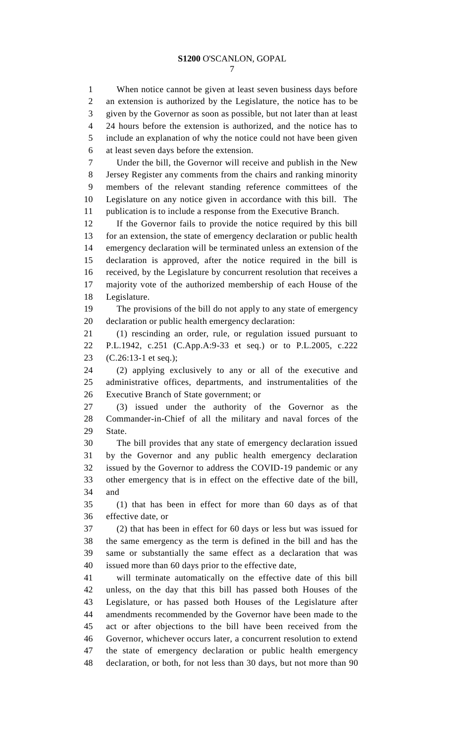When notice cannot be given at least seven business days before an extension is authorized by the Legislature, the notice has to be given by the Governor as soon as possible, but not later than at least 24 hours before the extension is authorized, and the notice has to include an explanation of why the notice could not have been given at least seven days before the extension.

Under the bill, the Governor will receive and publish in the New Jersey Register any comments from the chairs and ranking minority members of the relevant standing reference committees of the Legislature on any notice given in accordance with this bill. The publication is to include a response from the Executive Branch.

If the Governor fails to provide the notice required by this bill for an extension, the state of emergency declaration or public health emergency declaration will be terminated unless an extension of the declaration is approved, after the notice required in the bill is received, by the Legislature by concurrent resolution that receives a majority vote of the authorized membership of each House of the Legislature.

The provisions of the bill do not apply to any state of emergency declaration or public health emergency declaration:

(1) rescinding an order, rule, or regulation issued pursuant to P.L.1942, c.251 (C.App.A:9-33 et seq.) or to P.L.2005, c.222 (C.26:13-1 et seq.);

(2) applying exclusively to any or all of the executive and administrative offices, departments, and instrumentalities of the Executive Branch of State government; or

(3) issued under the authority of the Governor as the Commander-in-Chief of all the military and naval forces of the State.

The bill provides that any state of emergency declaration issued by the Governor and any public health emergency declaration issued by the Governor to address the COVID-19 pandemic or any other emergency that is in effect on the effective date of the bill, and

(1) that has been in effect for more than 60 days as of that effective date, or

(2) that has been in effect for 60 days or less but was issued for the same emergency as the term is defined in the bill and has the same or substantially the same effect as a declaration that was issued more than 60 days prior to the effective date,

will terminate automatically on the effective date of this bill unless, on the day that this bill has passed both Houses of the Legislature, or has passed both Houses of the Legislature after amendments recommended by the Governor have been made to the act or after objections to the bill have been received from the Governor, whichever occurs later, a concurrent resolution to extend the state of emergency declaration or public health emergency declaration, or both, for not less than 30 days, but not more than 90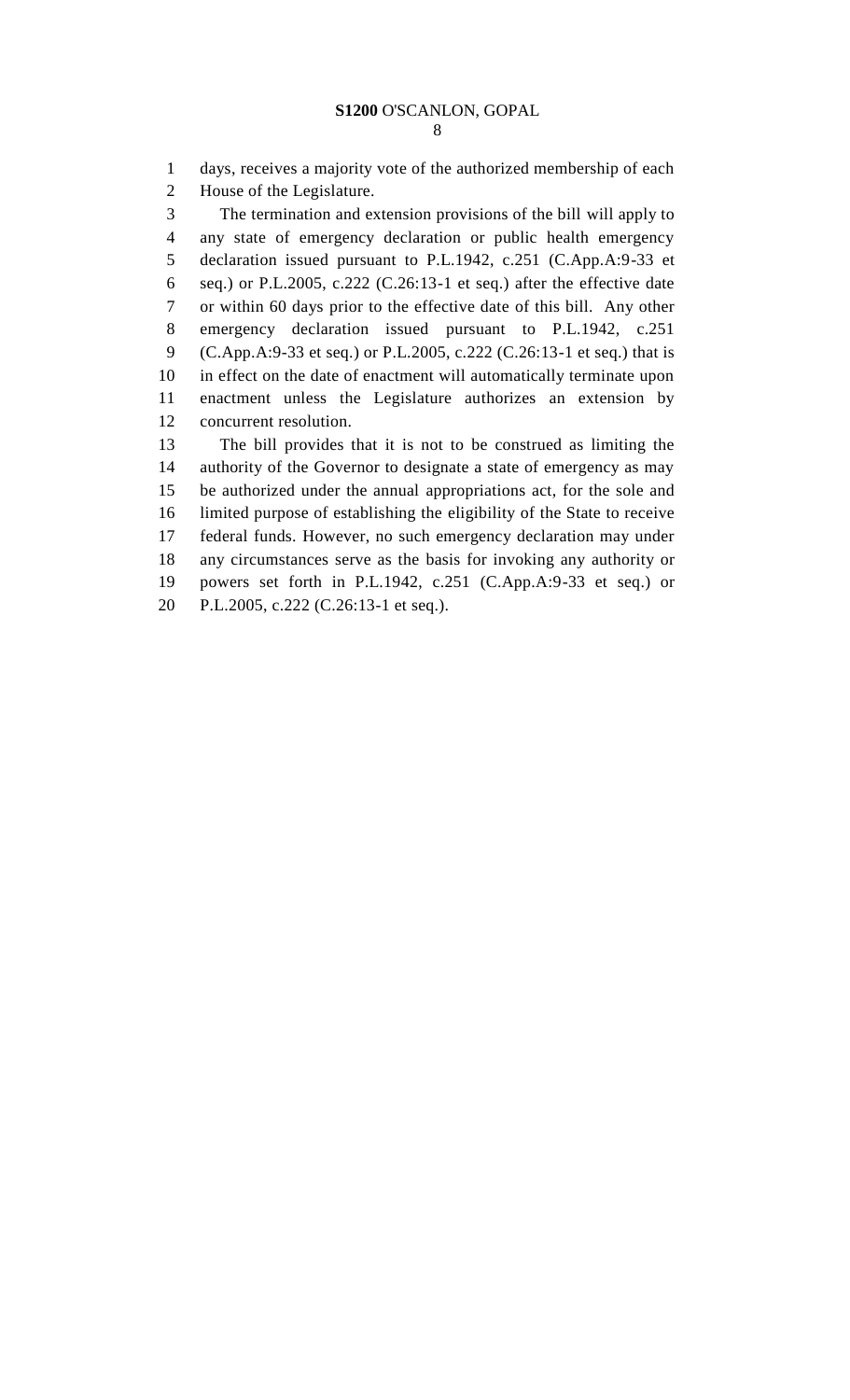days, receives a majority vote of the authorized membership of each House of the Legislature.

The termination and extension provisions of the bill will apply to any state of emergency declaration or public health emergency declaration issued pursuant to P.L.1942, c.251 (C.App.A:9-33 et seq.) or P.L.2005, c.222 (C.26:13-1 et seq.) after the effective date or within 60 days prior to the effective date of this bill. Any other emergency declaration issued pursuant to P.L.1942, c.251 (C.App.A:9-33 et seq.) or P.L.2005, c.222 (C.26:13-1 et seq.) that is in effect on the date of enactment will automatically terminate upon enactment unless the Legislature authorizes an extension by concurrent resolution.

The bill provides that it is not to be construed as limiting the authority of the Governor to designate a state of emergency as may be authorized under the annual appropriations act, for the sole and limited purpose of establishing the eligibility of the State to receive federal funds. However, no such emergency declaration may under any circumstances serve as the basis for invoking any authority or powers set forth in P.L.1942, c.251 (C.App.A:9-33 et seq.) or P.L.2005, c.222 (C.26:13-1 et seq.).